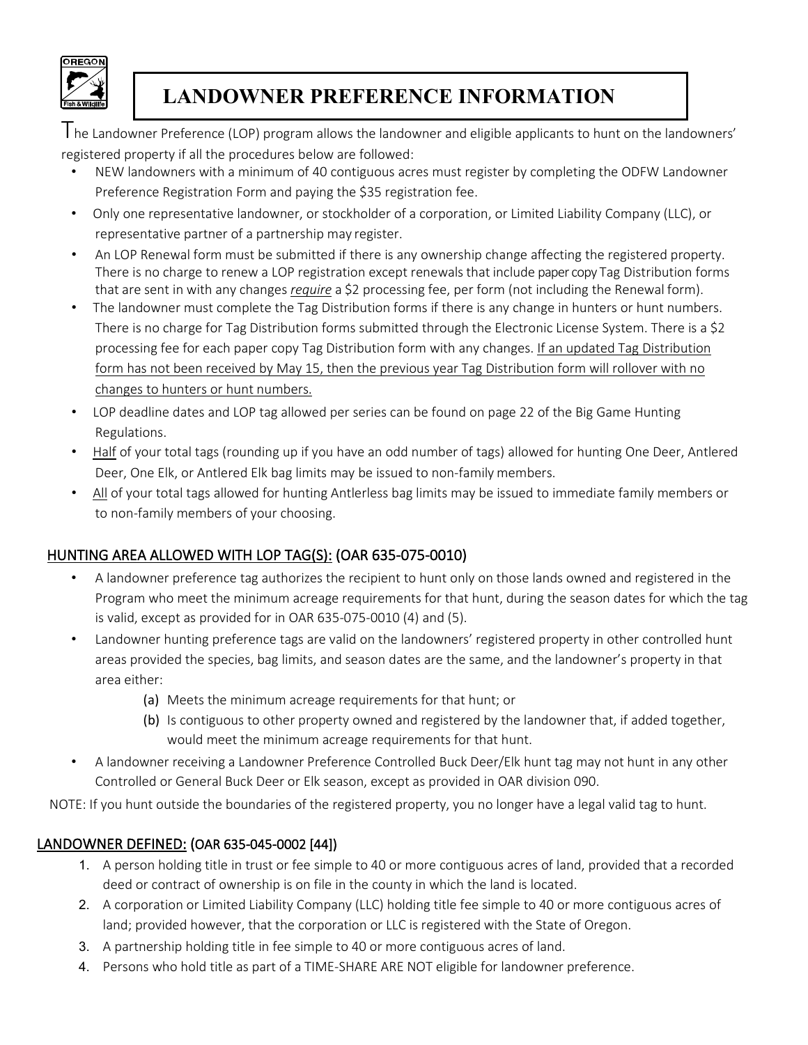# LANDOWNER PREFERENCE INFORMATION

The Landowner Preference (LOP) program allows the landowner and eligible applicants to hunt on the landowners' registered property if all the procedures below are followed:

- NEW landowners with a minimum of 40 contiguous acres must register by completing the ODFW Landowner Preference Registration Form and paying the $35 registration fee.
- Only one representative landowner, or stockholder of a corporation, or Limited Liability Company (LLC), or representative partner of a partnership may register.
- An LOP Renewal form must be submitted if there is any ownership change affecting the registered property. There is no charge to renew a LOP registration except renewals that include paper copy Tag Distribution forms that are sent in with any changes *require* a $2 processing fee, per form (not including the Renewal form).
- The landowner must complete the Tag Distribution forms if there is any change in hunters or hunt numbers. There is no charge for Tag Distribution forms submitted through the Electronic License System. There is a $2 processing fee for each paper copy Tag Distribution form with any changes. If an updated Tag Distribution form has not been received by May 15, then the previous year Tag Distribution form will rollover with no changes to hunters or hunt numbers.
- LOP deadline dates and LOP tag allowed per series can be found on page 22 of the Big Game Hunting Regulations.
- Half of your total tags (rounding up if you have an odd number of tags) allowed for hunting One Deer, Antlered Deer, One Elk, or Antlered Elk bag limits may be issued to non-family members.
- All of your total tags allowed for hunting Antlerless bag limits may be issued to immediate family members or to non-family members of your choosing.

## HUNTING AREA ALLOWED WITH LOP TAG(S): (OAR 635-075-0010)

- A landowner preference tag authorizes the recipient to hunt only on those lands owned and registered in the Program who meet the minimum acreage requirements for that hunt, during the season dates for which the tag is valid, except as provided for in OAR 635-075-0010 (4) and (5).
- Landowner hunting preference tags are valid on the landowners' registered property in other controlled hunt areas provided the species, bag limits, and season dates are the same, and the landowner's property in that area either:
  - (a) Meets the minimum acreage requirements for that hunt; or
  - (b) Is contiguous to other property owned and registered by the landowner that, if added together, would meet the minimum acreage requirements for that hunt.
- A landowner receiving a Landowner Preference Controlled Buck Deer/Elk hunt tag may not hunt in any other Controlled or General Buck Deer or Elk season, except as provided in OAR division 090.

NOTE: If you hunt outside the boundaries of the registered property, you no longer have a legal valid tag to hunt.

## LANDOWNER DEFINED: (OAR 635-045-0002 [44])

1. A person holding title in trust or fee simple to 40 or more contiguous acres of land, provided that a recorded deed or contract of ownership is on file in the county in which the land is located.
2. A corporation or Limited Liability Company (LLC) holding title fee simple to 40 or more contiguous acres of land; provided however, that the corporation or LLC is registered with the State of Oregon.
3. A partnership holding title in fee simple to 40 or more contiguous acres of land.
4. Persons who hold title as part of a TIME-SHARE ARE NOT eligible for landowner preference.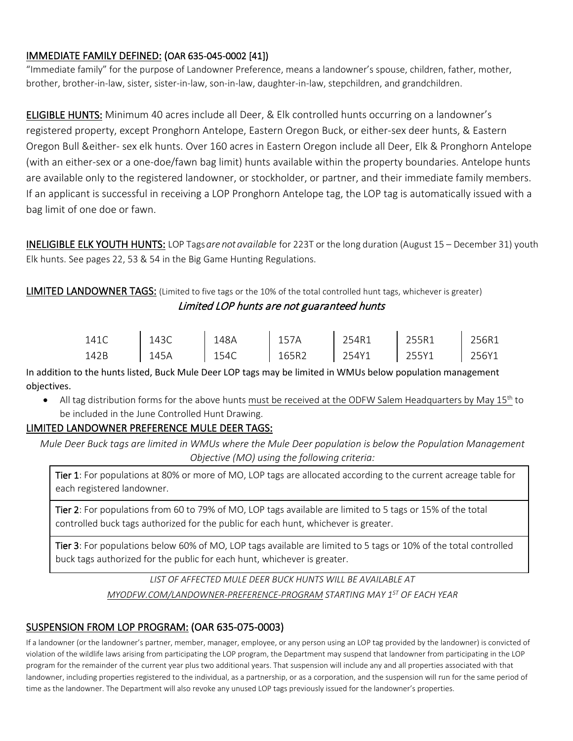## IMMEDIATE FAMILY DEFINED: (OAR 635-045-0002 [41])

"Immediate family" for the purpose of Landowner Preference, means a landowner's spouse, children, father, mother, brother, brother-in-law, sister, sister-in-law, son-in-law, daughter-in-law, stepchildren, and grandchildren.

**ELIGIBLE HUNTS:** Minimum 40 acres include all Deer, & Elk controlled hunts occurring on a landowner's registered property, except Pronghorn Antelope, Eastern Oregon Buck, or either-sex deer hunts, & Eastern Oregon Bull &either- sex elk hunts. Over 160 acres in Eastern Oregon include all Deer, Elk & Pronghorn Antelope (with an either-sex or a one-doe/fawn bag limit) hunts available within the property boundaries. Antelope hunts are available only to the registered landowner, or stockholder, or partner, and their immediate family members. If an applicant is successful in receiving a LOP Pronghorn Antelope tag, the LOP tag is automatically issued with a bag limit of one doe or fawn.

**INELIGIBLE ELK YOUTH HUNTS:** LOP Tags *are not available* for 223T or the long duration (August 15 – December 31) youth Elk hunts. See pages 22, 53 & 54 in the Big Game Hunting Regulations.

**LIMITED LANDOWNER TAGS:** (Limited to five tags or the 10% of the total controlled hunt tags, whichever is greater)

*Limited LOP hunts are not guaranteed hunts*

| | | | | | | |
|---|---|---|---|---|---|---|
| 141C | 143C | 148A | 157A | 254R1 | 255R1 | 256R1 |
| 142B | 145A | 154C | 165R2 | 254Y1 | 255Y1 | 256Y1 |

In addition to the hunts listed, Buck Mule Deer LOP tags may be limited in WMUs below population management objectives.

- All tag distribution forms for the above hunts must be received at the ODFW Salem Headquarters by May 15th to be included in the June Controlled Hunt Drawing.

## LIMITED LANDOWNER PREFERENCE MULE DEER TAGS:

*Mule Deer Buck tags are limited in WMUs where the Mule Deer population is below the Population Management Objective (MO) using the following criteria:*

**Tier 1**: For populations at 80% or more of MO, LOP tags are allocated according to the current acreage table for each registered landowner.

**Tier 2**: For populations from 60 to 79% of MO, LOP tags available are limited to 5 tags or 15% of the total controlled buck tags authorized for the public for each hunt, whichever is greater.

**Tier 3**: For populations below 60% of MO, LOP tags available are limited to 5 tags or 10% of the total controlled buck tags authorized for the public for each hunt, whichever is greater.

*LIST OF AFFECTED MULE DEER BUCK HUNTS WILL BE AVAILABLE AT MYODFW.COM/LANDOWNER-PREFERENCE-PROGRAM STARTING MAY 1ST OF EACH YEAR*

## SUSPENSION FROM LOP PROGRAM: (OAR 635-075-0003)

If a landowner (or the landowner's partner, member, manager, employee, or any person using an LOP tag provided by the landowner) is convicted of violation of the wildlife laws arising from participating the LOP program, the Department may suspend that landowner from participating in the LOP program for the remainder of the current year plus two additional years. That suspension will include any and all properties associated with that landowner, including properties registered to the individual, as a partnership, or as a corporation, and the suspension will run for the same period of time as the landowner. The Department will also revoke any unused LOP tags previously issued for the landowner's properties.